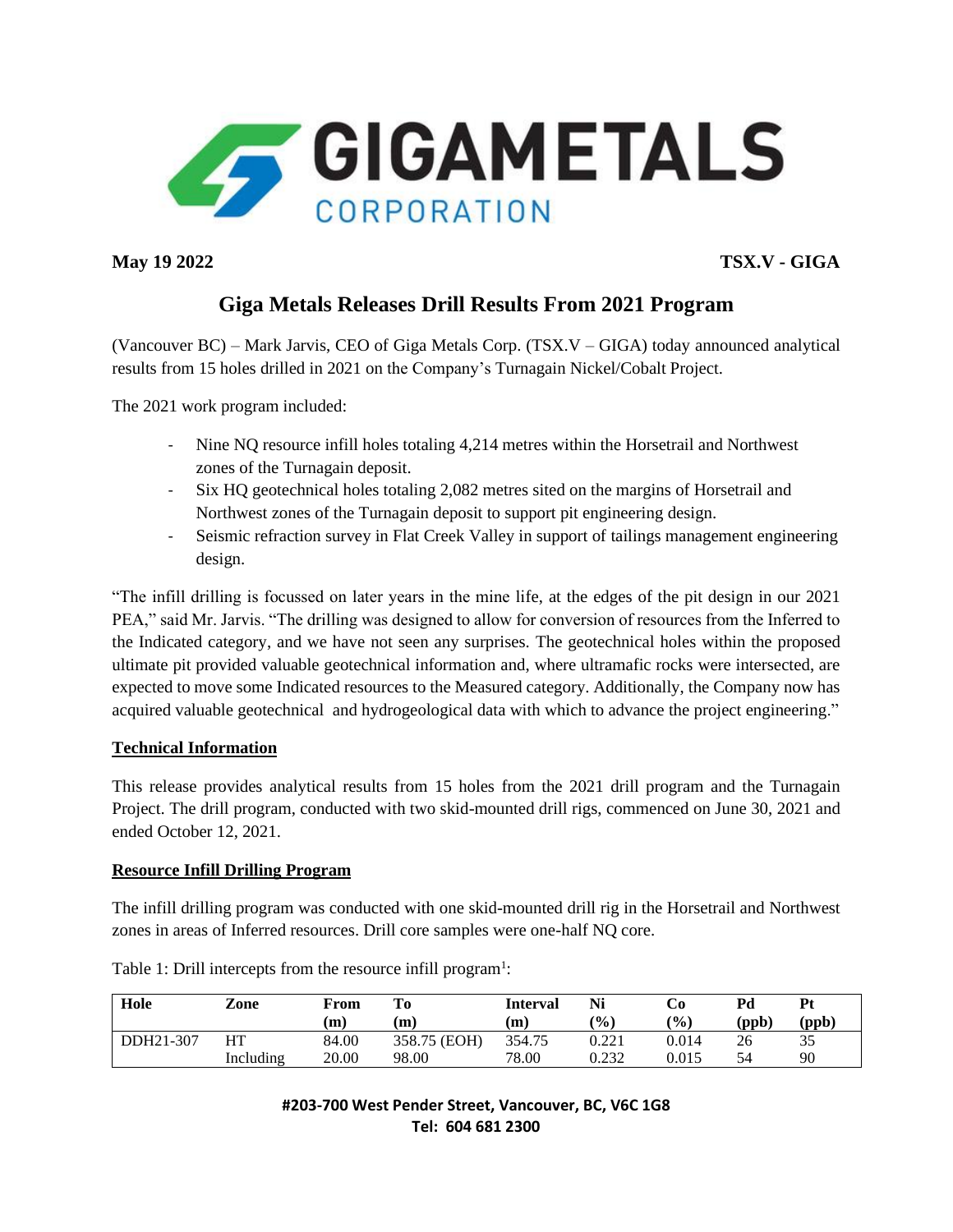**GIGAMETALS CORPORATION**

**May 19 2022** **TSX.V - GIGA**

# Giga Metals Releases Drill Results From 2021 Program

(Vancouver BC) – Mark Jarvis, CEO of Giga Metals Corp. (TSX.V – GIGA) today announced analytical results from 15 holes drilled in 2021 on the Company's Turnagain Nickel/Cobalt Project.

The 2021 work program included:

- Nine NQ resource infill holes totaling 4,214 metres within the Horsetrail and Northwest zones of the Turnagain deposit.
- Six HQ geotechnical holes totaling 2,082 metres sited on the margins of Horsetrail and Northwest zones of the Turnagain deposit to support pit engineering design.
- Seismic refraction survey in Flat Creek Valley in support of tailings management engineering design.

"The infill drilling is focussed on later years in the mine life, at the edges of the pit design in our 2021 PEA," said Mr. Jarvis. "The drilling was designed to allow for conversion of resources from the Inferred to the Indicated category, and we have not seen any surprises. The geotechnical holes within the proposed ultimate pit provided valuable geotechnical information and, where ultramafic rocks were intersected, are expected to move some Indicated resources to the Measured category. Additionally, the Company now has acquired valuable geotechnical and hydrogeological data with which to advance the project engineering."

## Technical Information

This release provides analytical results from 15 holes from the 2021 drill program and the Turnagain Project. The drill program, conducted with two skid-mounted drill rigs, commenced on June 30, 2021 and ended October 12, 2021.

## Resource Infill Drilling Program

The infill drilling program was conducted with one skid-mounted drill rig in the Horsetrail and Northwest zones in areas of Inferred resources. Drill core samples were one-half NQ core.

Table 1: Drill intercepts from the resource infill program[1]:

| Hole | Zone | From (m) | To (m) | Interval (m) | Ni (%) | Co (%) | Pd (ppb) | Pt (ppb) |
|---|---|---|---|---|---|---|---|---|
| DDH21-307 | HT | 84.00 | 358.75 (EOH) | 354.75 | 0.221 | 0.014 | 26 | 35 |
| | Including | 20.00 | 98.00 | 78.00 | 0.232 | 0.015 | 54 | 90 |

**#203-700 West Pender Street, Vancouver, BC, V6C 1G8**
**Tel: 604 681 2300**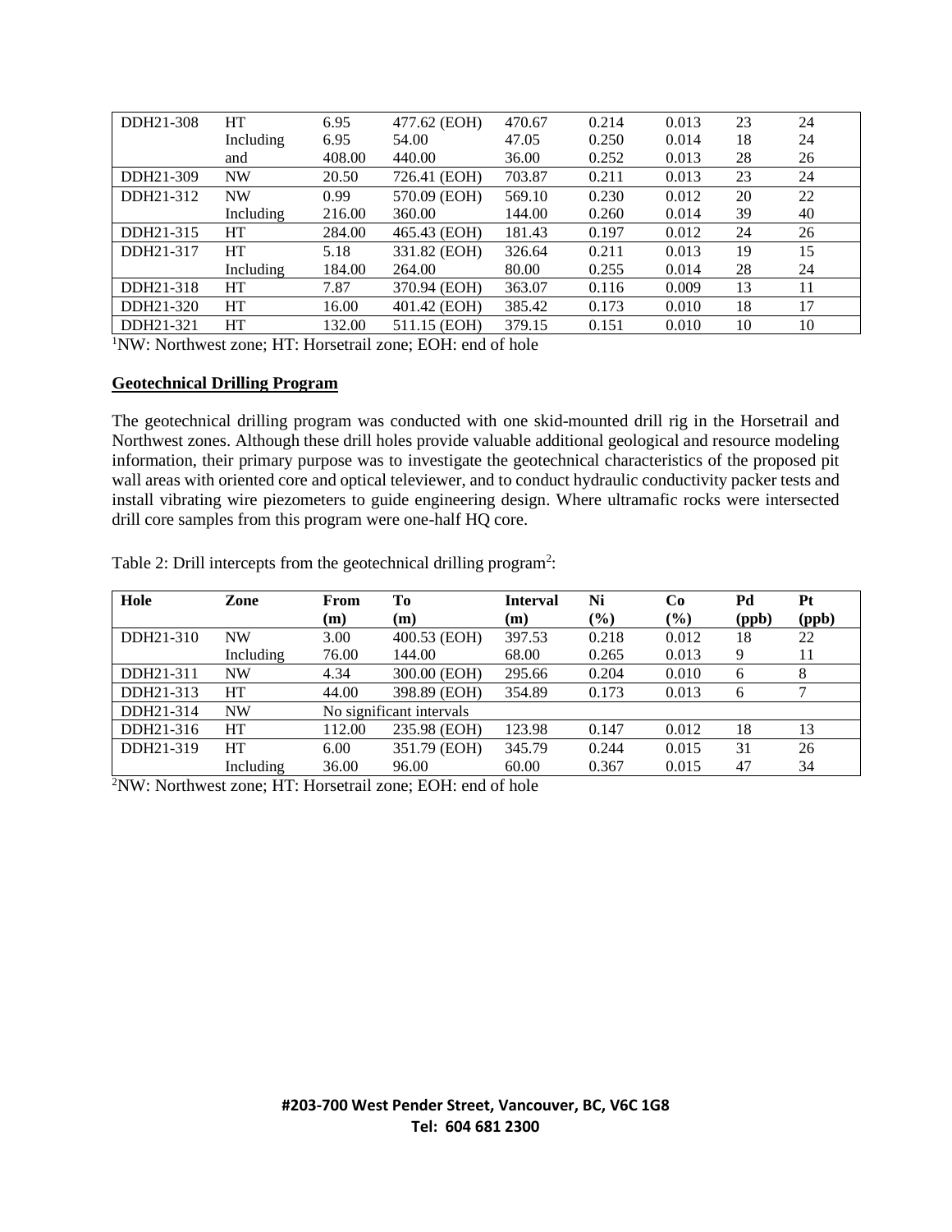| DDH21-308 | HT | 6.95 | 477.62 (EOH) | 470.67 | 0.214 | 0.013 | 23 | 24 |
|---|---|---|---|---|---|---|---|---|
| | Including | 6.95 | 54.00 | 47.05 | 0.250 | 0.014 | 18 | 24 |
| | and | 408.00 | 440.00 | 36.00 | 0.252 | 0.013 | 28 | 26 |
| DDH21-309 | NW | 20.50 | 726.41 (EOH) | 703.87 | 0.211 | 0.013 | 23 | 24 |
| DDH21-312 | NW | 0.99 | 570.09 (EOH) | 569.10 | 0.230 | 0.012 | 20 | 22 |
| | Including | 216.00 | 360.00 | 144.00 | 0.260 | 0.014 | 39 | 40 |
| DDH21-315 | HT | 284.00 | 465.43 (EOH) | 181.43 | 0.197 | 0.012 | 24 | 26 |
| DDH21-317 | HT | 5.18 | 331.82 (EOH) | 326.64 | 0.211 | 0.013 | 19 | 15 |
| | Including | 184.00 | 264.00 | 80.00 | 0.255 | 0.014 | 28 | 24 |
| DDH21-318 | HT | 7.87 | 370.94 (EOH) | 363.07 | 0.116 | 0.009 | 13 | 11 |
| DDH21-320 | HT | 16.00 | 401.42 (EOH) | 385.42 | 0.173 | 0.010 | 18 | 17 |
| DDH21-321 | HT | 132.00 | 511.15 (EOH) | 379.15 | 0.151 | 0.010 | 10 | 10 |

[1]NW: Northwest zone; HT: Horsetrail zone; EOH: end of hole

**Geotechnical Drilling Program**

The geotechnical drilling program was conducted with one skid-mounted drill rig in the Horsetrail and Northwest zones. Although these drill holes provide valuable additional geological and resource modeling information, their primary purpose was to investigate the geotechnical characteristics of the proposed pit wall areas with oriented core and optical televiewer, and to conduct hydraulic conductivity packer tests and install vibrating wire piezometers to guide engineering design. Where ultramafic rocks were intersected drill core samples from this program were one-half HQ core.

Table 2: Drill intercepts from the geotechnical drilling program[2]:

| Hole | Zone | From (m) | To (m) | Interval (m) | Ni (%) | Co (%) | Pd (ppb) | Pt (ppb) |
|---|---|---|---|---|---|---|---|---|
| DDH21-310 | NW | 3.00 | 400.53 (EOH) | 397.53 | 0.218 | 0.012 | 18 | 22 |
| | Including | 76.00 | 144.00 | 68.00 | 0.265 | 0.013 | 9 | 11 |
| DDH21-311 | NW | 4.34 | 300.00 (EOH) | 295.66 | 0.204 | 0.010 | 6 | 8 |
| DDH21-313 | HT | 44.00 | 398.89 (EOH) | 354.89 | 0.173 | 0.013 | 6 | 7 |
| DDH21-314 | NW | No significant intervals | | | | | | |
| DDH21-316 | HT | 112.00 | 235.98 (EOH) | 123.98 | 0.147 | 0.012 | 18 | 13 |
| DDH21-319 | HT | 6.00 | 351.79 (EOH) | 345.79 | 0.244 | 0.015 | 31 | 26 |
| | Including | 36.00 | 96.00 | 60.00 | 0.367 | 0.015 | 47 | 34 |

[2]NW: Northwest zone; HT: Horsetrail zone; EOH: end of hole

**#203-700 West Pender Street, Vancouver, BC, V6C 1G8**
**Tel: 604 681 2300**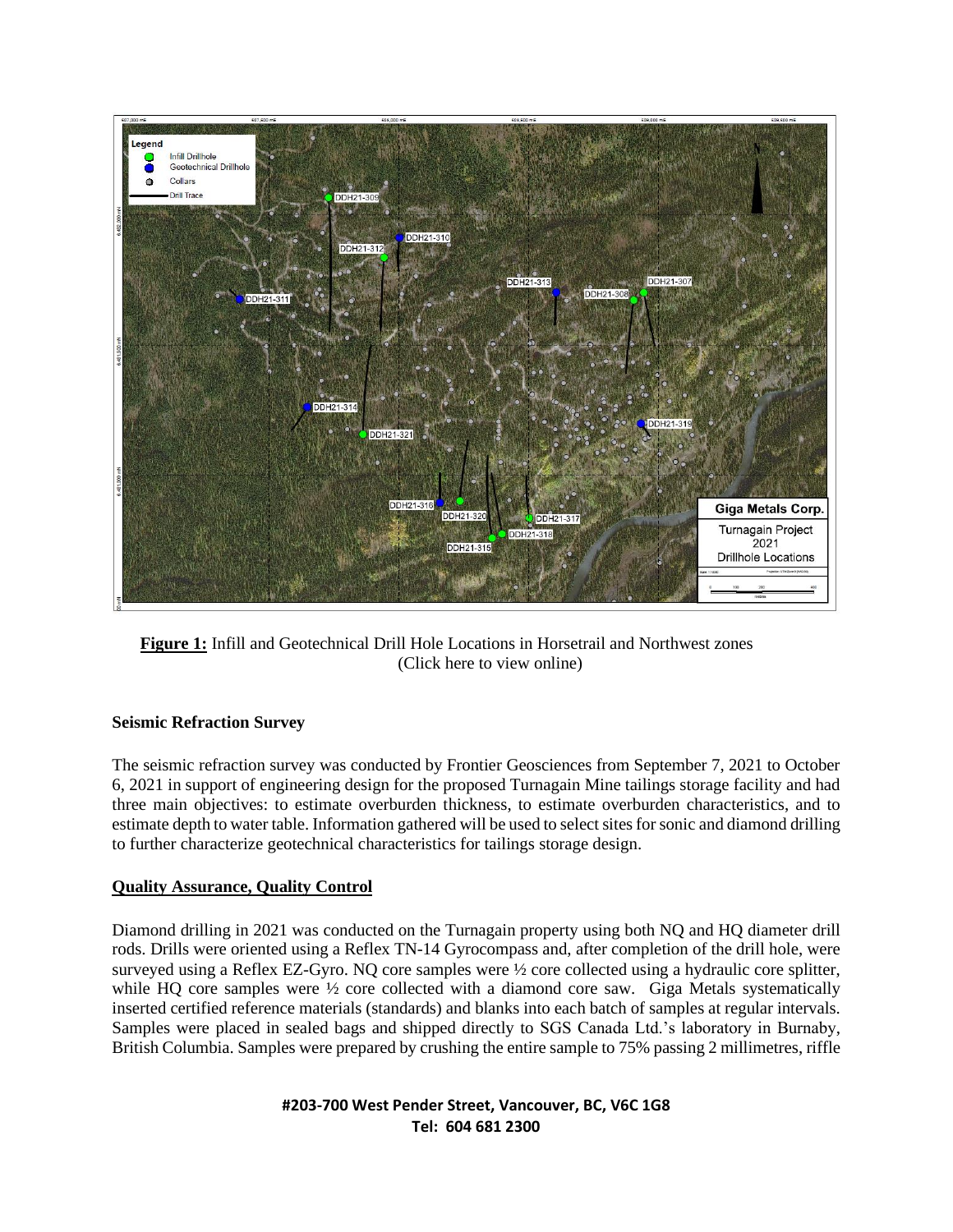**Figure 1:** Infill and Geotechnical Drill Hole Locations in Horsetrail and Northwest zones
(Click here to view online)

## Seismic Refraction Survey

The seismic refraction survey was conducted by Frontier Geosciences from September 7, 2021 to October 6, 2021 in support of engineering design for the proposed Turnagain Mine tailings storage facility and had three main objectives: to estimate overburden thickness, to estimate overburden characteristics, and to estimate depth to water table. Information gathered will be used to select sites for sonic and diamond drilling to further characterize geotechnical characteristics for tailings storage design.

## Quality Assurance, Quality Control

Diamond drilling in 2021 was conducted on the Turnagain property using both NQ and HQ diameter drill rods. Drills were oriented using a Reflex TN-14 Gyrocompass and, after completion of the drill hole, were surveyed using a Reflex EZ-Gyro. NQ core samples were ½ core collected using a hydraulic core splitter, while HQ core samples were ½ core collected with a diamond core saw. Giga Metals systematically inserted certified reference materials (standards) and blanks into each batch of samples at regular intervals. Samples were placed in sealed bags and shipped directly to SGS Canada Ltd.'s laboratory in Burnaby, British Columbia. Samples were prepared by crushing the entire sample to 75% passing 2 millimetres, riffle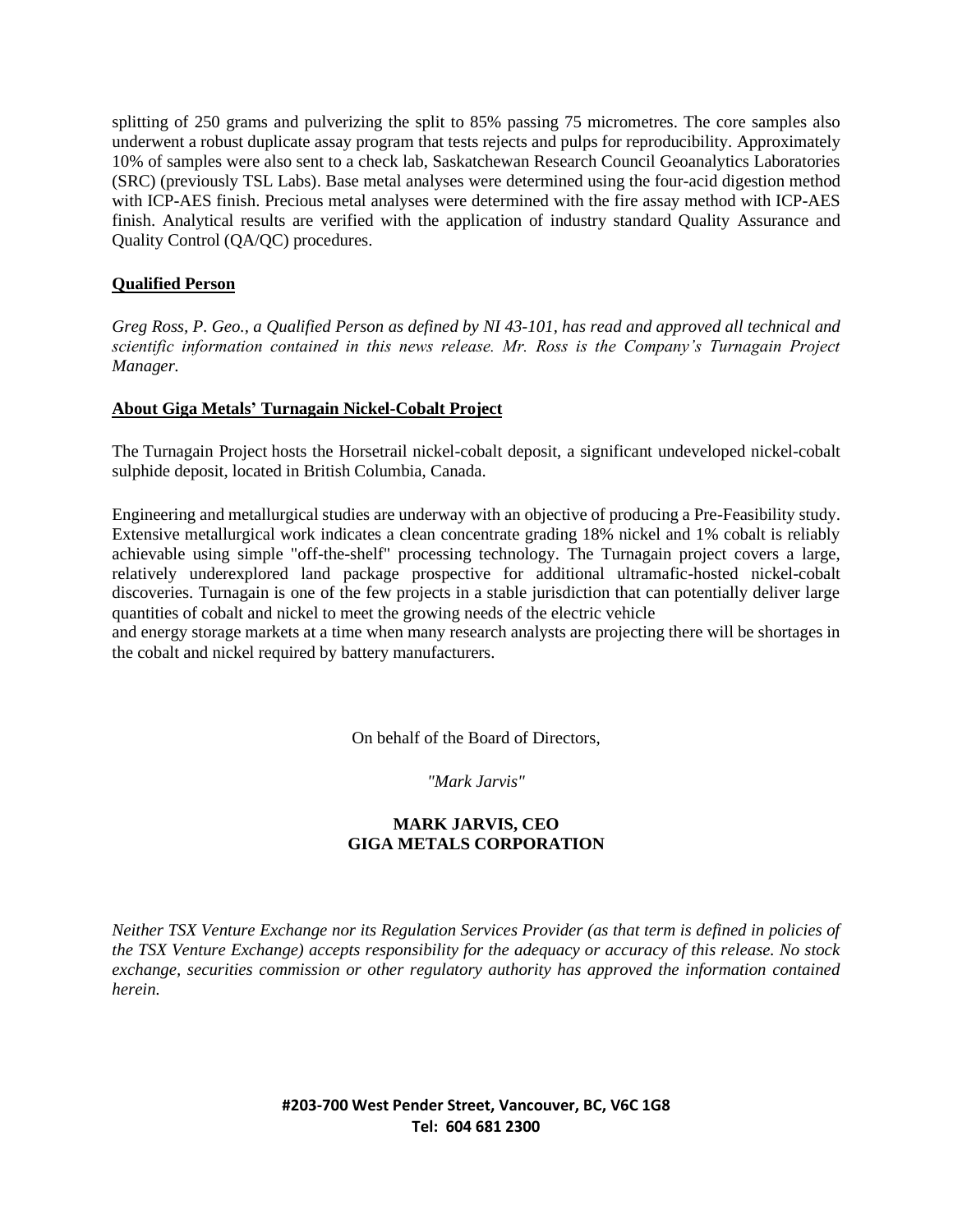splitting of 250 grams and pulverizing the split to 85% passing 75 micrometres. The core samples also underwent a robust duplicate assay program that tests rejects and pulps for reproducibility. Approximately 10% of samples were also sent to a check lab, Saskatchewan Research Council Geoanalytics Laboratories (SRC) (previously TSL Labs). Base metal analyses were determined using the four-acid digestion method with ICP-AES finish. Precious metal analyses were determined with the fire assay method with ICP-AES finish. Analytical results are verified with the application of industry standard Quality Assurance and Quality Control (QA/QC) procedures.

## Qualified Person

*Greg Ross, P. Geo., a Qualified Person as defined by NI 43-101, has read and approved all technical and scientific information contained in this news release. Mr. Ross is the Company's Turnagain Project Manager.*

## About Giga Metals' Turnagain Nickel-Cobalt Project

The Turnagain Project hosts the Horsetrail nickel-cobalt deposit, a significant undeveloped nickel-cobalt sulphide deposit, located in British Columbia, Canada.

Engineering and metallurgical studies are underway with an objective of producing a Pre-Feasibility study. Extensive metallurgical work indicates a clean concentrate grading 18% nickel and 1% cobalt is reliably achievable using simple "off-the-shelf" processing technology. The Turnagain project covers a large, relatively underexplored land package prospective for additional ultramafic-hosted nickel-cobalt discoveries. Turnagain is one of the few projects in a stable jurisdiction that can potentially deliver large quantities of cobalt and nickel to meet the growing needs of the electric vehicle and energy storage markets at a time when many research analysts are projecting there will be shortages in the cobalt and nickel required by battery manufacturers.

On behalf of the Board of Directors,

*"Mark Jarvis"*

**MARK JARVIS, CEO**
**GIGA METALS CORPORATION**

*Neither TSX Venture Exchange nor its Regulation Services Provider (as that term is defined in policies of the TSX Venture Exchange) accepts responsibility for the adequacy or accuracy of this release. No stock exchange, securities commission or other regulatory authority has approved the information contained herein.*

**#203-700 West Pender Street, Vancouver, BC, V6C 1G8**
**Tel: 604 681 2300**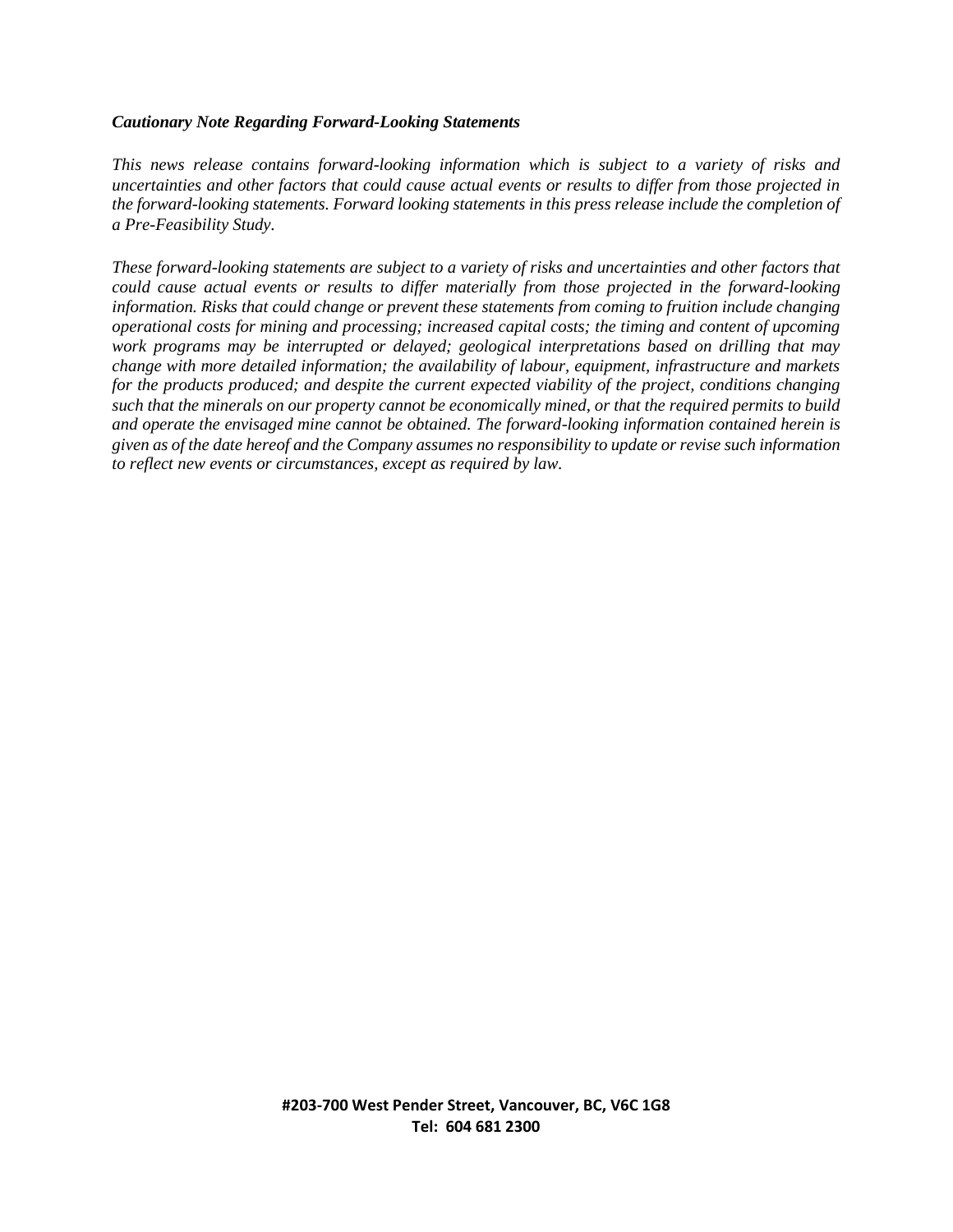***Cautionary Note Regarding Forward-Looking Statements***

*This news release contains forward-looking information which is subject to a variety of risks and uncertainties and other factors that could cause actual events or results to differ from those projected in the forward-looking statements. Forward looking statements in this press release include the completion of a Pre-Feasibility Study.*

*These forward-looking statements are subject to a variety of risks and uncertainties and other factors that could cause actual events or results to differ materially from those projected in the forward-looking information. Risks that could change or prevent these statements from coming to fruition include changing operational costs for mining and processing; increased capital costs; the timing and content of upcoming work programs may be interrupted or delayed; geological interpretations based on drilling that may change with more detailed information; the availability of labour, equipment, infrastructure and markets for the products produced; and despite the current expected viability of the project, conditions changing such that the minerals on our property cannot be economically mined, or that the required permits to build and operate the envisaged mine cannot be obtained. The forward-looking information contained herein is given as of the date hereof and the Company assumes no responsibility to update or revise such information to reflect new events or circumstances, except as required by law.*

**#203-700 West Pender Street, Vancouver, BC, V6C 1G8**
**Tel: 604 681 2300**